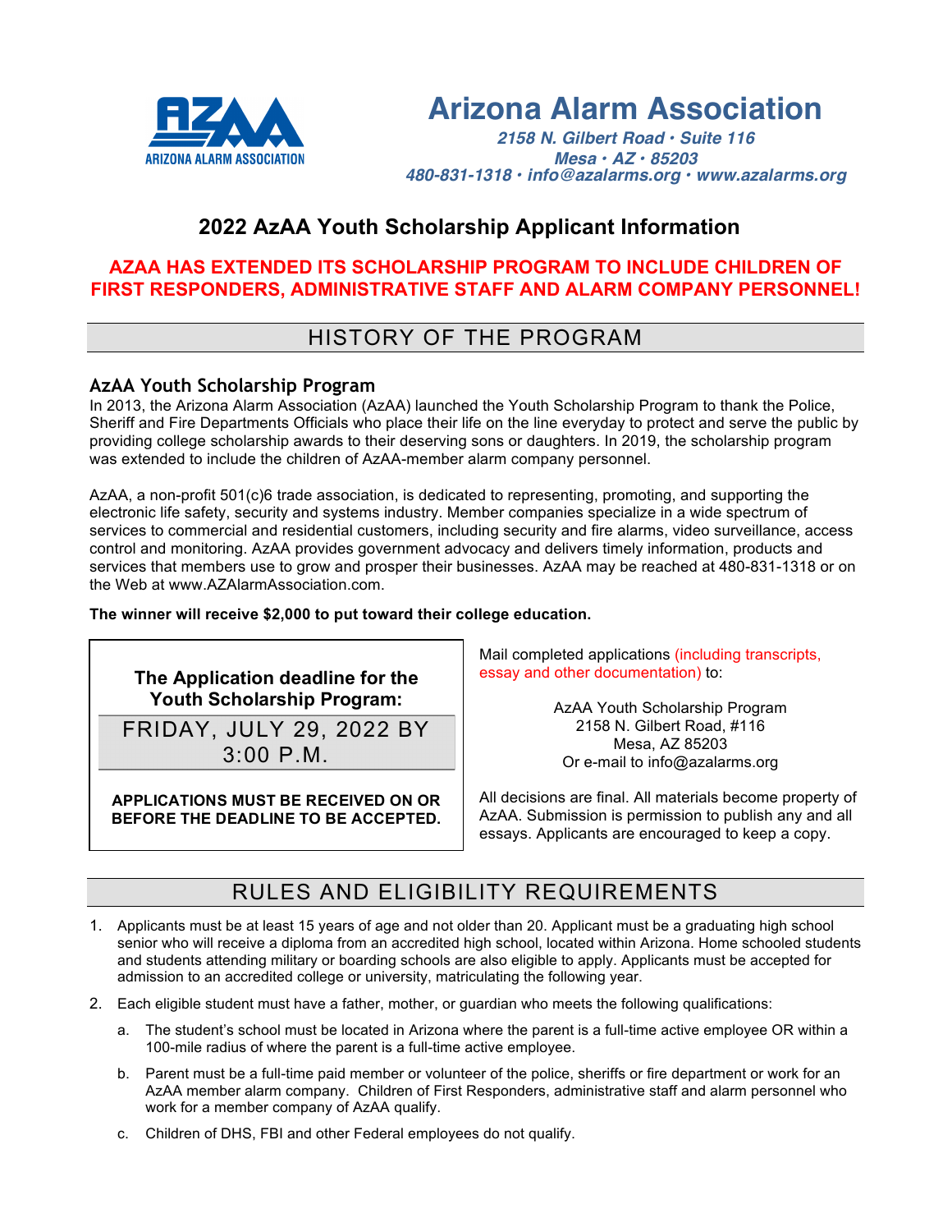# Arizona Alarm Association

*2158 N. Gilbert Road • Suite 116*
*Mesa • AZ • 85203*
*480-831-1318 • info@azalarms.org • www.azalarms.org*

## 2022 AzAA Youth Scholarship Applicant Information

**AZAA HAS EXTENDED ITS SCHOLARSHIP PROGRAM TO INCLUDE CHILDREN OF FIRST RESPONDERS, ADMINISTRATIVE STAFF AND ALARM COMPANY PERSONNEL!**

## HISTORY OF THE PROGRAM

### AzAA Youth Scholarship Program

In 2013, the Arizona Alarm Association (AzAA) launched the Youth Scholarship Program to thank the Police, Sheriff and Fire Departments Officials who place their life on the line everyday to protect and serve the public by providing college scholarship awards to their deserving sons or daughters. In 2019, the scholarship program was extended to include the children of AzAA-member alarm company personnel.

AzAA, a non-profit 501(c)6 trade association, is dedicated to representing, promoting, and supporting the electronic life safety, security and systems industry. Member companies specialize in a wide spectrum of services to commercial and residential customers, including security and fire alarms, video surveillance, access control and monitoring. AzAA provides government advocacy and delivers timely information, products and services that members use to grow and prosper their businesses. AzAA may be reached at 480-831-1318 or on the Web at www.AZAlarmAssociation.com.

**The winner will receive $2,000 to put toward their college education.**

**The Application deadline for the Youth Scholarship Program:**

FRIDAY, JULY 29, 2022 BY 3:00 P.M.

**APPLICATIONS MUST BE RECEIVED ON OR BEFORE THE DEADLINE TO BE ACCEPTED.**

Mail completed applications (including transcripts, essay and other documentation) to:

AzAA Youth Scholarship Program
2158 N. Gilbert Road, #116
Mesa, AZ 85203
Or e-mail to info@azalarms.org

All decisions are final. All materials become property of AzAA. Submission is permission to publish any and all essays. Applicants are encouraged to keep a copy.

## RULES AND ELIGIBILITY REQUIREMENTS

1. Applicants must be at least 15 years of age and not older than 20. Applicant must be a graduating high school senior who will receive a diploma from an accredited high school, located within Arizona. Home schooled students and students attending military or boarding schools are also eligible to apply. Applicants must be accepted for admission to an accredited college or university, matriculating the following year.
2. Each eligible student must have a father, mother, or guardian who meets the following qualifications:
   a. The student's school must be located in Arizona where the parent is a full-time active employee OR within a 100-mile radius of where the parent is a full-time active employee.
   b. Parent must be a full-time paid member or volunteer of the police, sheriffs or fire department or work for an AzAA member alarm company. Children of First Responders, administrative staff and alarm personnel who work for a member company of AzAA qualify.
   c. Children of DHS, FBI and other Federal employees do not qualify.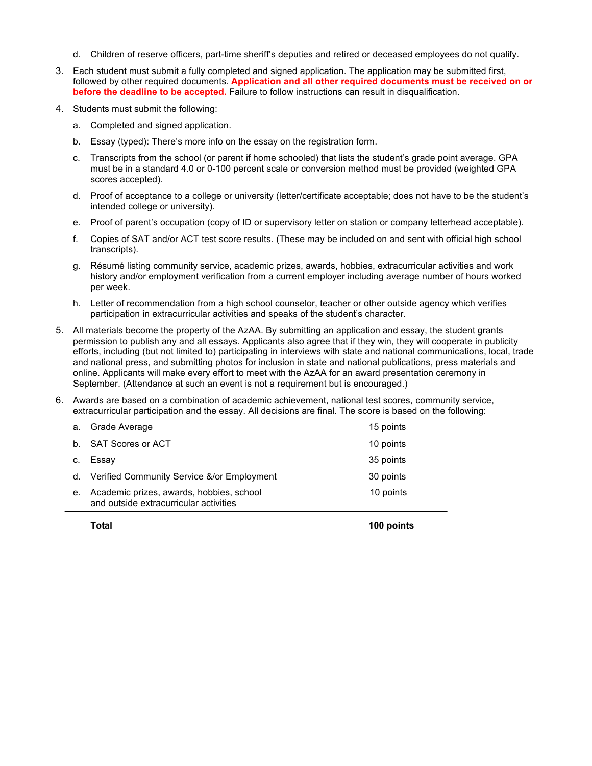d. Children of reserve officers, part-time sheriff's deputies and retired or deceased employees do not qualify.

3. Each student must submit a fully completed and signed application. The application may be submitted first, followed by other required documents. **Application and all other required documents must be received on or before the deadline to be accepted.** Failure to follow instructions can result in disqualification.

4. Students must submit the following:

   a. Completed and signed application.

   b. Essay (typed): There's more info on the essay on the registration form.

   c. Transcripts from the school (or parent if home schooled) that lists the student's grade point average. GPA must be in a standard 4.0 or 0-100 percent scale or conversion method must be provided (weighted GPA scores accepted).

   d. Proof of acceptance to a college or university (letter/certificate acceptable; does not have to be the student's intended college or university).

   e. Proof of parent's occupation (copy of ID or supervisory letter on station or company letterhead acceptable).

   f. Copies of SAT and/or ACT test score results. (These may be included on and sent with official high school transcripts).

   g. Résumé listing community service, academic prizes, awards, hobbies, extracurricular activities and work history and/or employment verification from a current employer including average number of hours worked per week.

   h. Letter of recommendation from a high school counselor, teacher or other outside agency which verifies participation in extracurricular activities and speaks of the student's character.

5. All materials become the property of the AzAA. By submitting an application and essay, the student grants permission to publish any and all essays. Applicants also agree that if they win, they will cooperate in publicity efforts, including (but not limited to) participating in interviews with state and national communications, local, trade and national press, and submitting photos for inclusion in state and national publications, press materials and online. Applicants will make every effort to meet with the AzAA for an award presentation ceremony in September. (Attendance at such an event is not a requirement but is encouraged.)

6. Awards are based on a combination of academic achievement, national test scores, community service, extracurricular participation and the essay. All decisions are final. The score is based on the following:

| | Criterion | Points |
|---|---|---|
| a. | Grade Average | 15 points |
| b. | SAT Scores or ACT | 10 points |
| c. | Essay | 35 points |
| d. | Verified Community Service &/or Employment | 30 points |
| e. | Academic prizes, awards, hobbies, school and outside extracurricular activities | 10 points |
| | **Total** | **100 points** |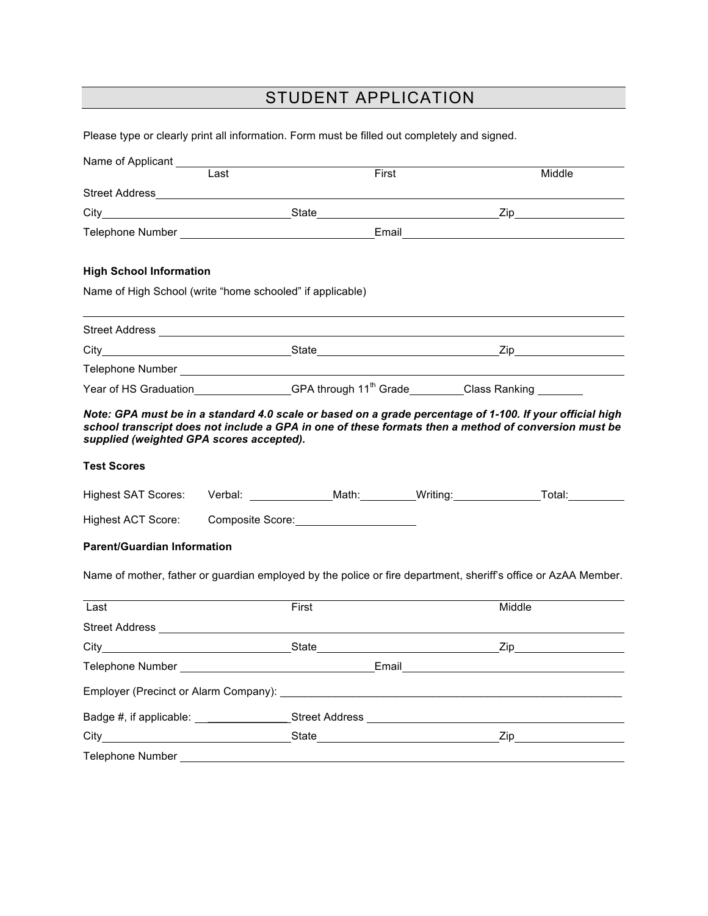# STUDENT APPLICATION

Please type or clearly print all information. Form must be filled out completely and signed.

Name of Applicant ______________________________________________
Last First Middle

Street Address ______________________________________________

City ____________________ State ____________________ Zip ____________

Telephone Number ____________________ Email ____________________

**High School Information**

Name of High School (write "home schooled" if applicable)

______________________________________________

Street Address ______________________________________________

City ____________________ State ____________________ Zip ____________

Telephone Number ______________________________________________

Year of HS Graduation ____________ GPA through 11th Grade ________ Class Ranking ______

***Note: GPA must be in a standard 4.0 scale or based on a grade percentage of 1-100. If your official high school transcript does not include a GPA in one of these formats then a method of conversion must be supplied (weighted GPA scores accepted).***

**Test Scores**

Highest SAT Scores: Verbal: __________ Math: ________ Writing: __________ Total: ________

Highest ACT Score: Composite Score: ______________

**Parent/Guardian Information**

Name of mother, father or guardian employed by the police or fire department, sheriff's office or AzAA Member.

______________________________________________
Last First Middle

Street Address ______________________________________________

City ____________________ State ____________________ Zip ____________

Telephone Number ____________________ Email ____________________

Employer (Precinct or Alarm Company): ______________________________________________

Badge #, if applicable: ____________ Street Address ______________________________

City ____________________ State ____________________ Zip ____________

Telephone Number ______________________________________________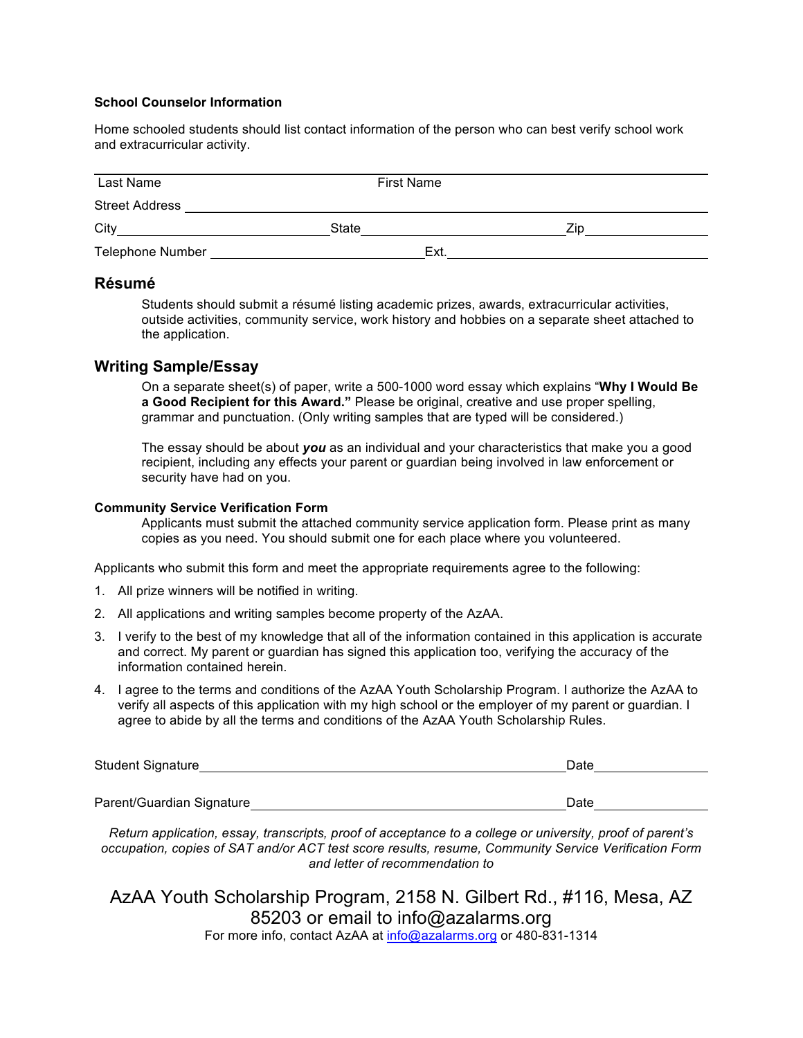**School Counselor Information**

Home schooled students should list contact information of the person who can best verify school work and extracurricular activity.

Last Name ______________________ First Name ______________________

Street Address ______________________

City ______________________ State ______________________ Zip ______________________

Telephone Number ______________________ Ext. ______________________

## Résumé

Students should submit a résumé listing academic prizes, awards, extracurricular activities, outside activities, community service, work history and hobbies on a separate sheet attached to the application.

## Writing Sample/Essay

On a separate sheet(s) of paper, write a 500-1000 word essay which explains "**Why I Would Be a Good Recipient for this Award.**" Please be original, creative and use proper spelling, grammar and punctuation. (Only writing samples that are typed will be considered.)

The essay should be about ***you*** as an individual and your characteristics that make you a good recipient, including any effects your parent or guardian being involved in law enforcement or security have had on you.

**Community Service Verification Form**

Applicants must submit the attached community service application form. Please print as many copies as you need. You should submit one for each place where you volunteered.

Applicants who submit this form and meet the appropriate requirements agree to the following:

1. All prize winners will be notified in writing.
2. All applications and writing samples become property of the AzAA.
3. I verify to the best of my knowledge that all of the information contained in this application is accurate and correct. My parent or guardian has signed this application too, verifying the accuracy of the information contained herein.
4. I agree to the terms and conditions of the AzAA Youth Scholarship Program. I authorize the AzAA to verify all aspects of this application with my high school or the employer of my parent or guardian. I agree to abide by all the terms and conditions of the AzAA Youth Scholarship Rules.

Student Signature ______________________ Date ______________________

Parent/Guardian Signature ______________________ Date ______________________

*Return application, essay, transcripts, proof of acceptance to a college or university, proof of parent's occupation, copies of SAT and/or ACT test score results, resume, Community Service Verification Form and letter of recommendation to*

AzAA Youth Scholarship Program, 2158 N. Gilbert Rd., #116, Mesa, AZ 85203 or email to info@azalarms.org

For more info, contact AzAA at info@azalarms.org or 480-831-1314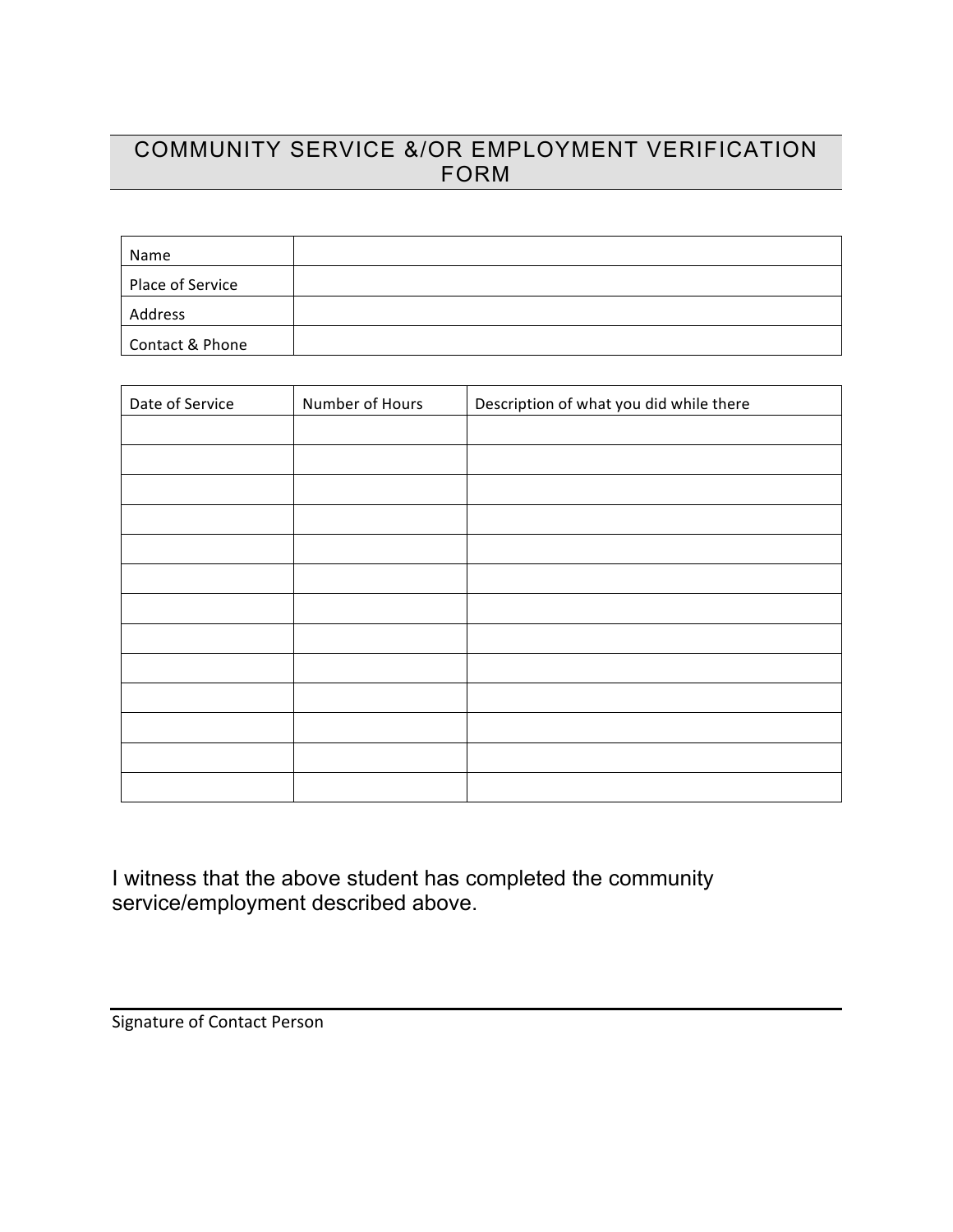# COMMUNITY SERVICE &/OR EMPLOYMENT VERIFICATION FORM

| | |
|---|---|
| Name | |
| Place of Service | |
| Address | |
| Contact & Phone | |

| Date of Service | Number of Hours | Description of what you did while there |
|---|---|---|
| | | |
| | | |
| | | |
| | | |
| | | |
| | | |
| | | |
| | | |
| | | |
| | | |
| | | |
| | | |
| | | |

I witness that the above student has completed the community service/employment described above.

\_\_\_\_\_\_\_\_\_\_\_\_\_\_\_\_\_\_\_\_\_\_\_\_\_\_\_\_\_\_\_\_\_\_\_\_\_\_\_\_

Signature of Contact Person